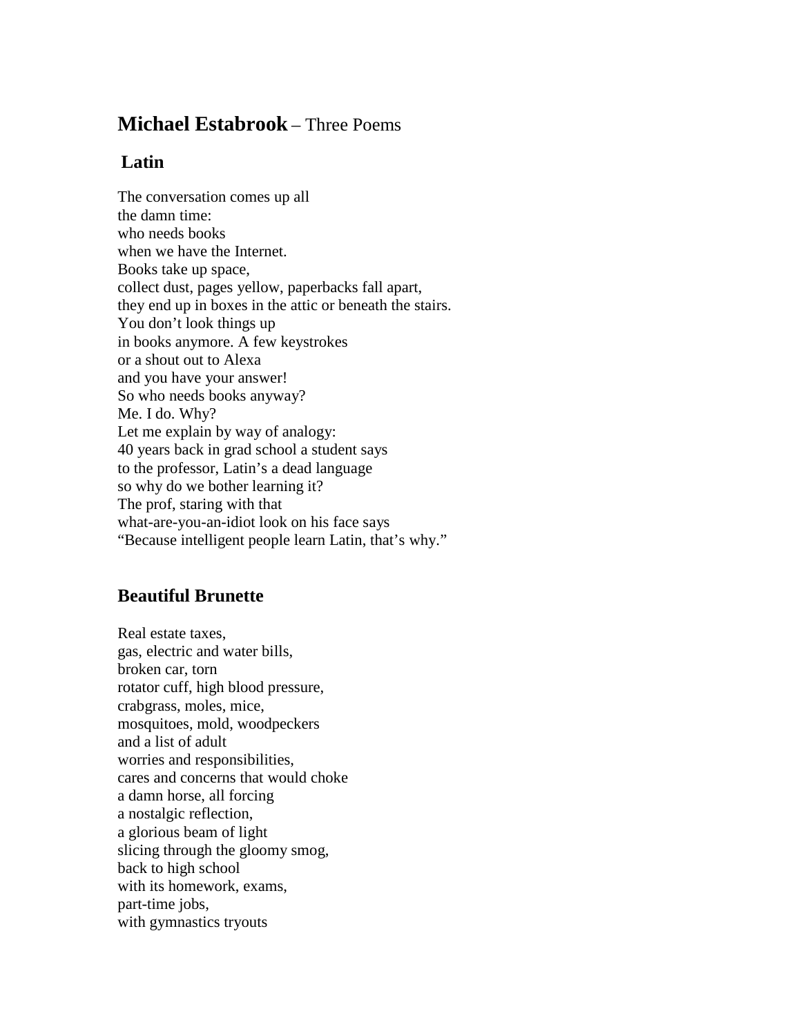# **Michael Estabrook** – Three Poems

## Latin

The conversation comes up all  
the damn time:  
who needs books  
when we have the Internet.  
Books take up space,  
collect dust, pages yellow, paperbacks fall apart,  
they end up in boxes in the attic or beneath the stairs.  
You don't look things up  
in books anymore. A few keystrokes  
or a shout out to Alexa  
and you have your answer!  
So who needs books anyway?  
Me. I do. Why?  
Let me explain by way of analogy:  
40 years back in grad school a student says  
to the professor, Latin's a dead language  
so why do we bother learning it?  
The prof, staring with that  
what-are-you-an-idiot look on his face says  
"Because intelligent people learn Latin, that's why."

## Beautiful Brunette

Real estate taxes,  
gas, electric and water bills,  
broken car, torn  
rotator cuff, high blood pressure,  
crabgrass, moles, mice,  
mosquitoes, mold, woodpeckers  
and a list of adult  
worries and responsibilities,  
cares and concerns that would choke  
a damn horse, all forcing  
a nostalgic reflection,  
a glorious beam of light  
slicing through the gloomy smog,  
back to high school  
with its homework, exams,  
part-time jobs,  
with gymnastics tryouts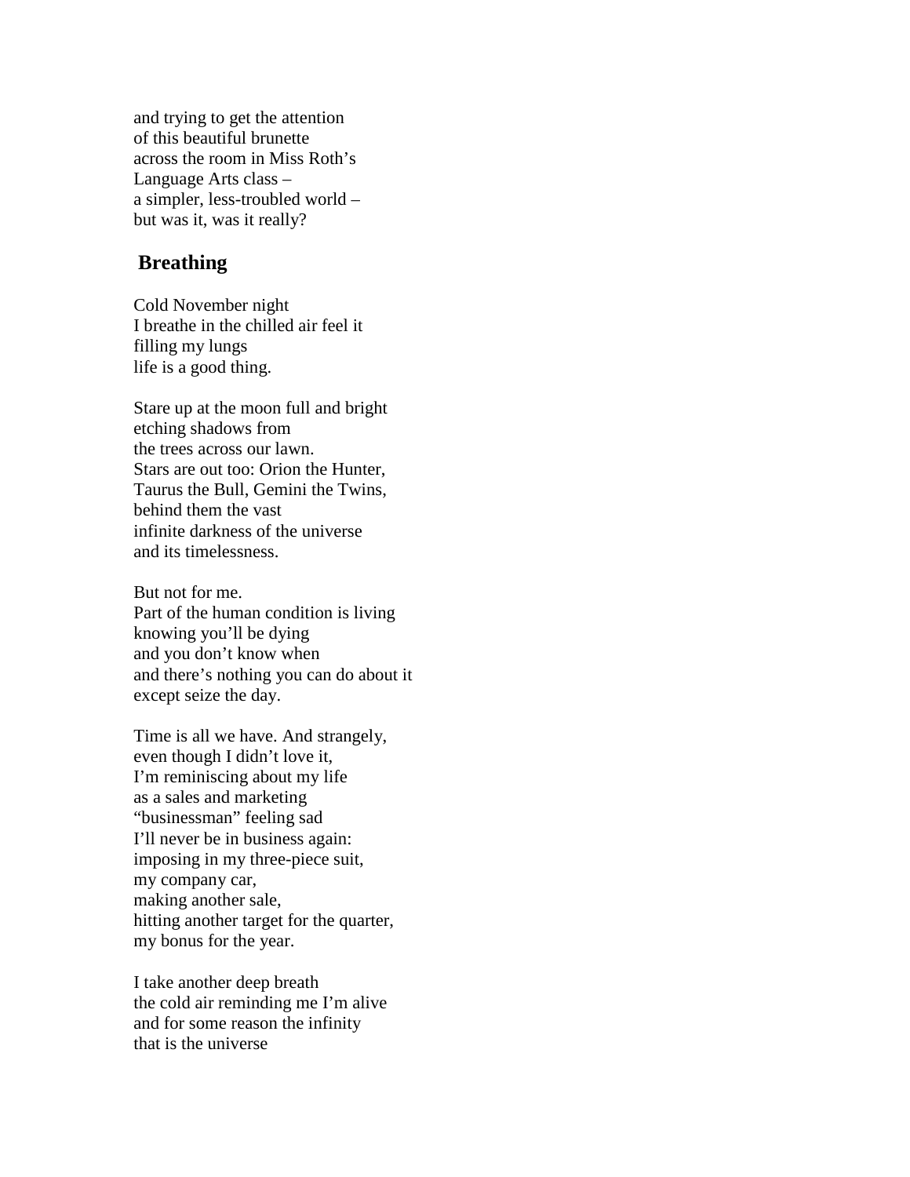and trying to get the attention
of this beautiful brunette
across the room in Miss Roth's
Language Arts class –
a simpler, less-troubled world –
but was it, was it really?

## Breathing

Cold November night
I breathe in the chilled air feel it
filling my lungs
life is a good thing.

Stare up at the moon full and bright
etching shadows from
the trees across our lawn.
Stars are out too: Orion the Hunter,
Taurus the Bull, Gemini the Twins,
behind them the vast
infinite darkness of the universe
and its timelessness.

But not for me.
Part of the human condition is living
knowing you'll be dying
and you don't know when
and there's nothing you can do about it
except seize the day.

Time is all we have. And strangely,
even though I didn't love it,
I'm reminiscing about my life
as a sales and marketing
"businessman" feeling sad
I'll never be in business again:
imposing in my three-piece suit,
my company car,
making another sale,
hitting another target for the quarter,
my bonus for the year.

I take another deep breath
the cold air reminding me I'm alive
and for some reason the infinity
that is the universe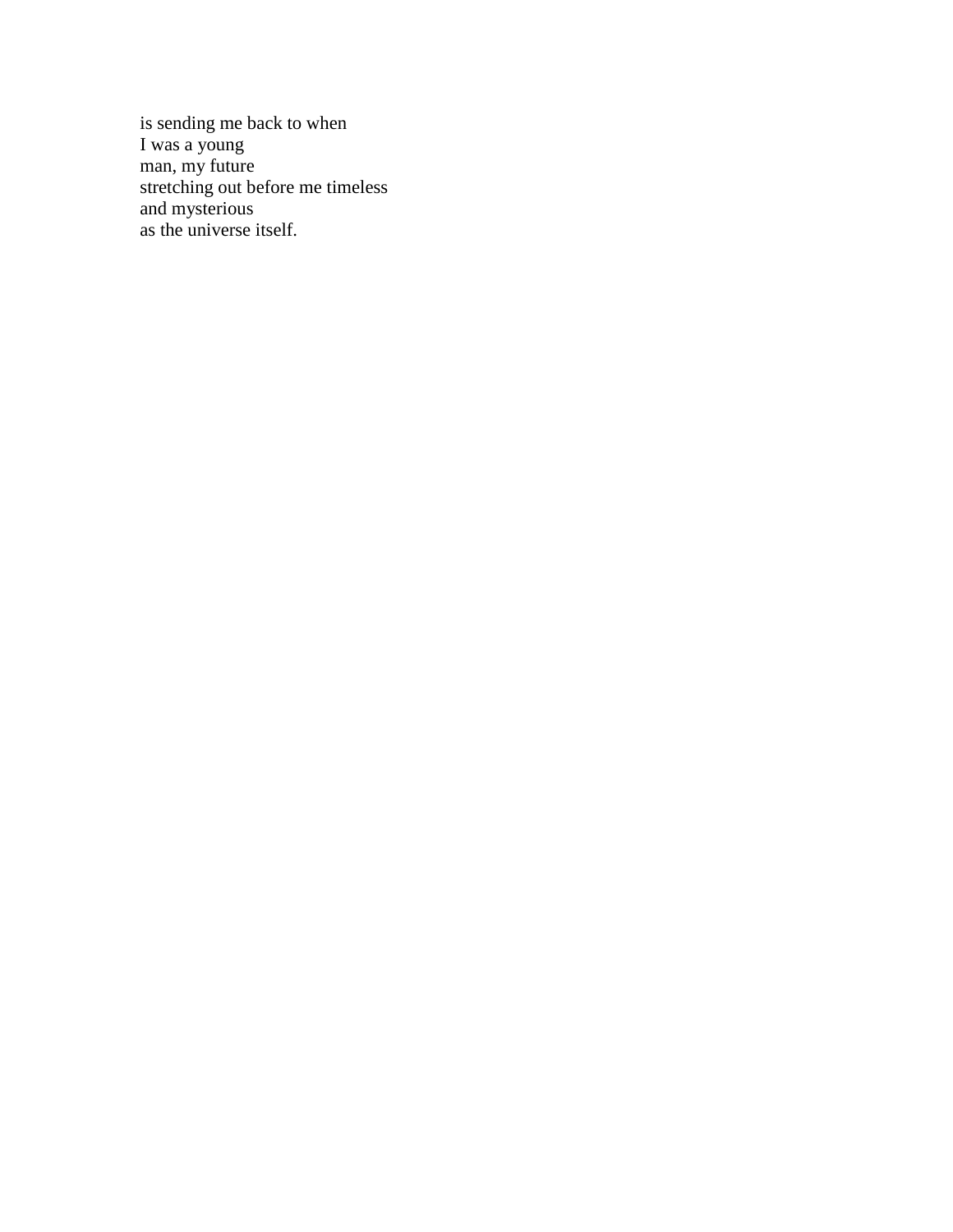is sending me back to when  
I was a young  
man, my future  
stretching out before me timeless  
and mysterious  
as the universe itself.